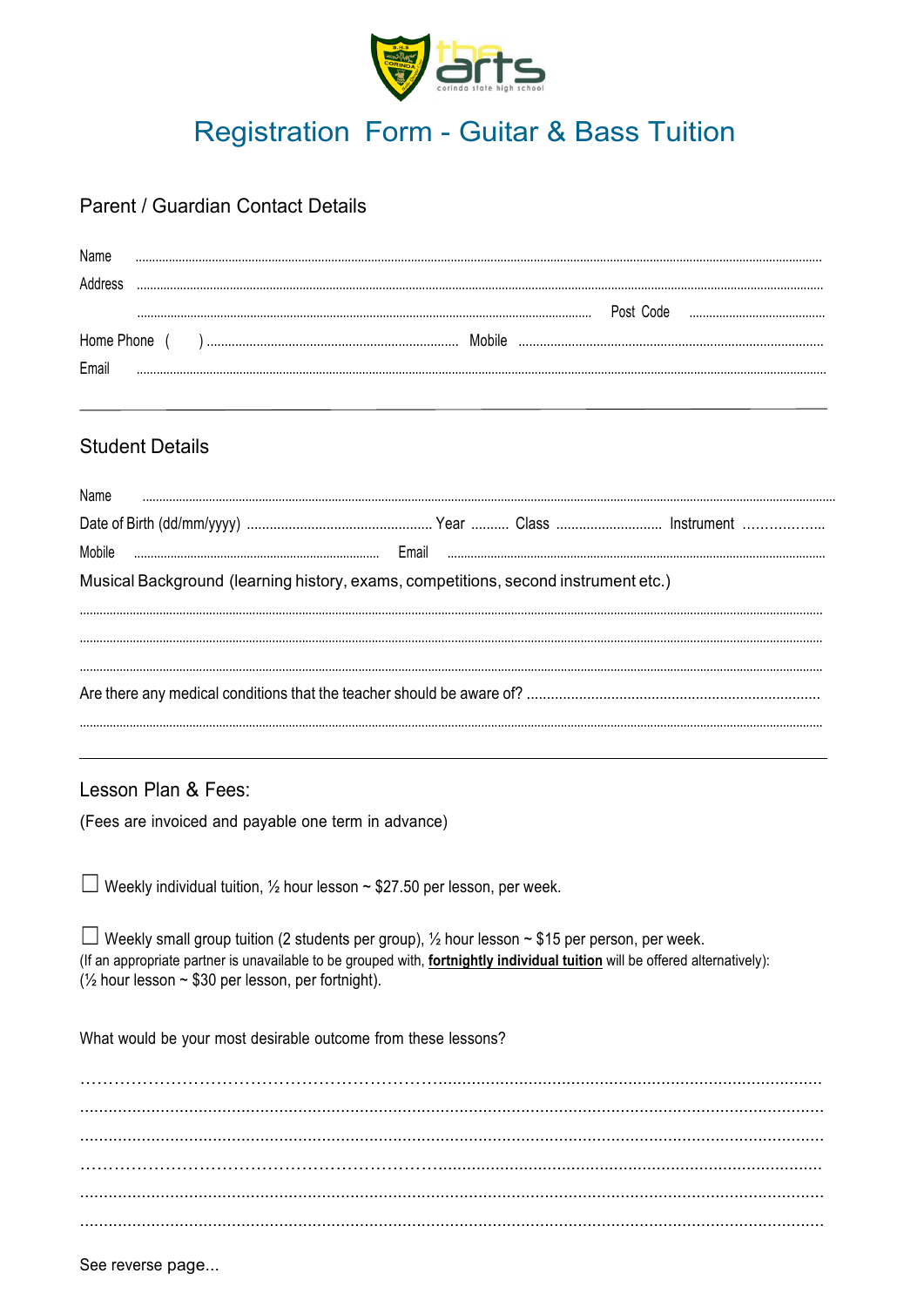# Registration Form - Guitar & Bass Tuition

## Parent / Guardian Contact Details

Name ...........................................................................................................................................................................

Address ...........................................................................................................................................................................

........................................................................................................................ Post Code ..........................................

Home Phone ( ) ...................................................................... Mobile ......................................................................

Email ...........................................................................................................................................................................

---

## Student Details

Name ...........................................................................................................................................................................

Date of Birth (dd/mm/yyyy) ................................................ Year .......... Class ............................ Instrument ………………..

Mobile .......................................................................... Email ..........................................................................................

Musical Background (learning history, exams, competitions, second instrument etc.)

...........................................................................................................................................................................

...........................................................................................................................................................................

...........................................................................................................................................................................

Are there any medical conditions that the teacher should be aware of? .......................................................................

...........................................................................................................................................................................

---

## Lesson Plan & Fees:

(Fees are invoiced and payable one term in advance)

☐ Weekly individual tuition, ½ hour lesson ~ $27.50 per lesson, per week.

☐ Weekly small group tuition (2 students per group), ½ hour lesson ~ $15 per person, per week.
(If an appropriate partner is unavailable to be grouped with, **fortnightly individual tuition** will be offered alternatively):
(½ hour lesson ~ $30 per lesson, per fortnight).

What would be your most desirable outcome from these lessons?

...........................................................................................................................................................................

...........................................................................................................................................................................

...........................................................................................................................................................................

...........................................................................................................................................................................

...........................................................................................................................................................................

...........................................................................................................................................................................

See reverse page...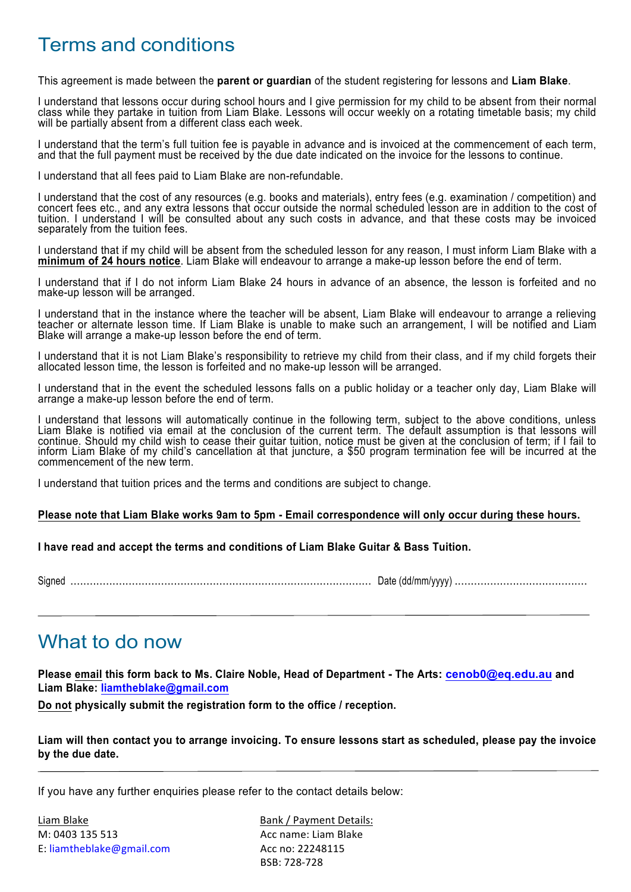# Terms and conditions

This agreement is made between the **parent or guardian** of the student registering for lessons and **Liam Blake**.

I understand that lessons occur during school hours and I give permission for my child to be absent from their normal class while they partake in tuition from Liam Blake. Lessons will occur weekly on a rotating timetable basis; my child will be partially absent from a different class each week.

I understand that the term's full tuition fee is payable in advance and is invoiced at the commencement of each term, and that the full payment must be received by the due date indicated on the invoice for the lessons to continue.

I understand that all fees paid to Liam Blake are non-refundable.

I understand that the cost of any resources (e.g. books and materials), entry fees (e.g. examination / competition) and concert fees etc., and any extra lessons that occur outside the normal scheduled lesson are in addition to the cost of tuition. I understand I will be consulted about any such costs in advance, and that these costs may be invoiced separately from the tuition fees.

I understand that if my child will be absent from the scheduled lesson for any reason, I must inform Liam Blake with a **minimum of 24 hours notice**. Liam Blake will endeavour to arrange a make-up lesson before the end of term.

I understand that if I do not inform Liam Blake 24 hours in advance of an absence, the lesson is forfeited and no make-up lesson will be arranged.

I understand that in the instance where the teacher will be absent, Liam Blake will endeavour to arrange a relieving teacher or alternate lesson time. If Liam Blake is unable to make such an arrangement, I will be notified and Liam Blake will arrange a make-up lesson before the end of term.

I understand that it is not Liam Blake's responsibility to retrieve my child from their class, and if my child forgets their allocated lesson time, the lesson is forfeited and no make-up lesson will be arranged.

I understand that in the event the scheduled lessons falls on a public holiday or a teacher only day, Liam Blake will arrange a make-up lesson before the end of term.

I understand that lessons will automatically continue in the following term, subject to the above conditions, unless Liam Blake is notified via email at the conclusion of the current term. The default assumption is that lessons will continue. Should my child wish to cease their guitar tuition, notice must be given at the conclusion of term; if I fail to inform Liam Blake of my child's cancellation at that juncture, a $50 program termination fee will be incurred at the commencement of the new term.

I understand that tuition prices and the terms and conditions are subject to change.

**Please note that Liam Blake works 9am to 5pm - Email correspondence will only occur during these hours.**

**I have read and accept the terms and conditions of Liam Blake Guitar & Bass Tuition.**

Signed ………………………………………………………………………………… Date (dd/mm/yyyy) ……………………………………

# What to do now

**Please email this form back to Ms. Claire Noble, Head of Department - The Arts: cenob0@eq.edu.au and Liam Blake: liamtheblake@gmail.com**

**Do not physically submit the registration form to the office / reception.**

**Liam will then contact you to arrange invoicing. To ensure lessons start as scheduled, please pay the invoice by the due date.**

If you have any further enquiries please refer to the contact details below:

Liam Blake
M: 0403 135 513
E: liamtheblake@gmail.com

Bank / Payment Details:
Acc name: Liam Blake
Acc no: 22248115
BSB: 728-728